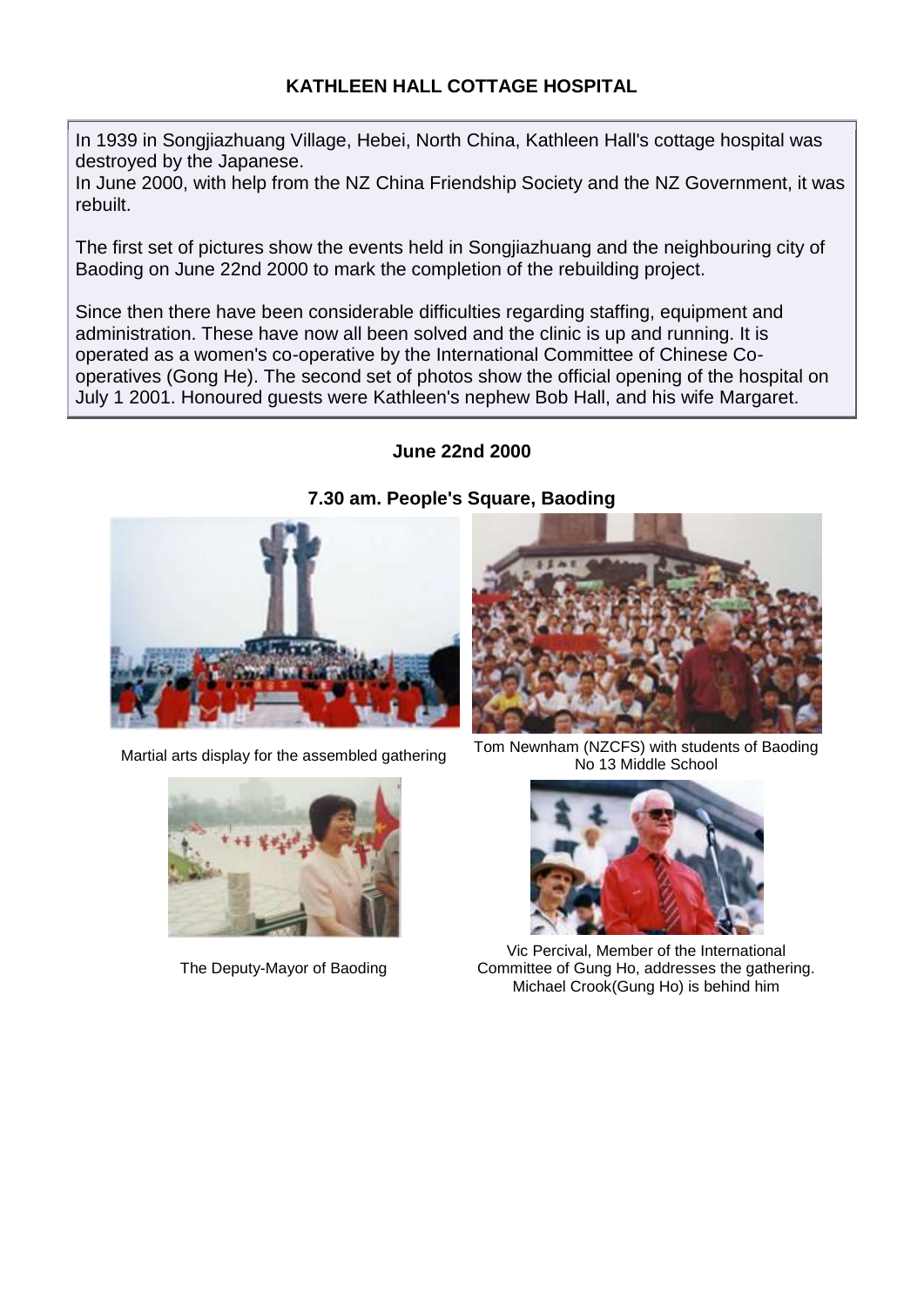# KATHLEEN HALL COTTAGE HOSPITAL

In 1939 in Songjiazhuang Village, Hebei, North China, Kathleen Hall's cottage hospital was destroyed by the Japanese.
In June 2000, with help from the NZ China Friendship Society and the NZ Government, it was rebuilt.

The first set of pictures show the events held in Songjiazhuang and the neighbouring city of Baoding on June 22nd 2000 to mark the completion of the rebuilding project.

Since then there have been considerable difficulties regarding staffing, equipment and administration. These have now all been solved and the clinic is up and running. It is operated as a women's co-operative by the International Committee of Chinese Co-operatives (Gong He). The second set of photos show the official opening of the hospital on July 1 2001. Honoured guests were Kathleen's nephew Bob Hall, and his wife Margaret.

## June 22nd 2000

### 7.30 am. People's Square, Baoding

Martial arts display for the assembled gathering

Tom Newnham (NZCFS) with students of Baoding No 13 Middle School

The Deputy-Mayor of Baoding

Vic Percival, Member of the International Committee of Gung Ho, addresses the gathering. Michael Crook(Gung Ho) is behind him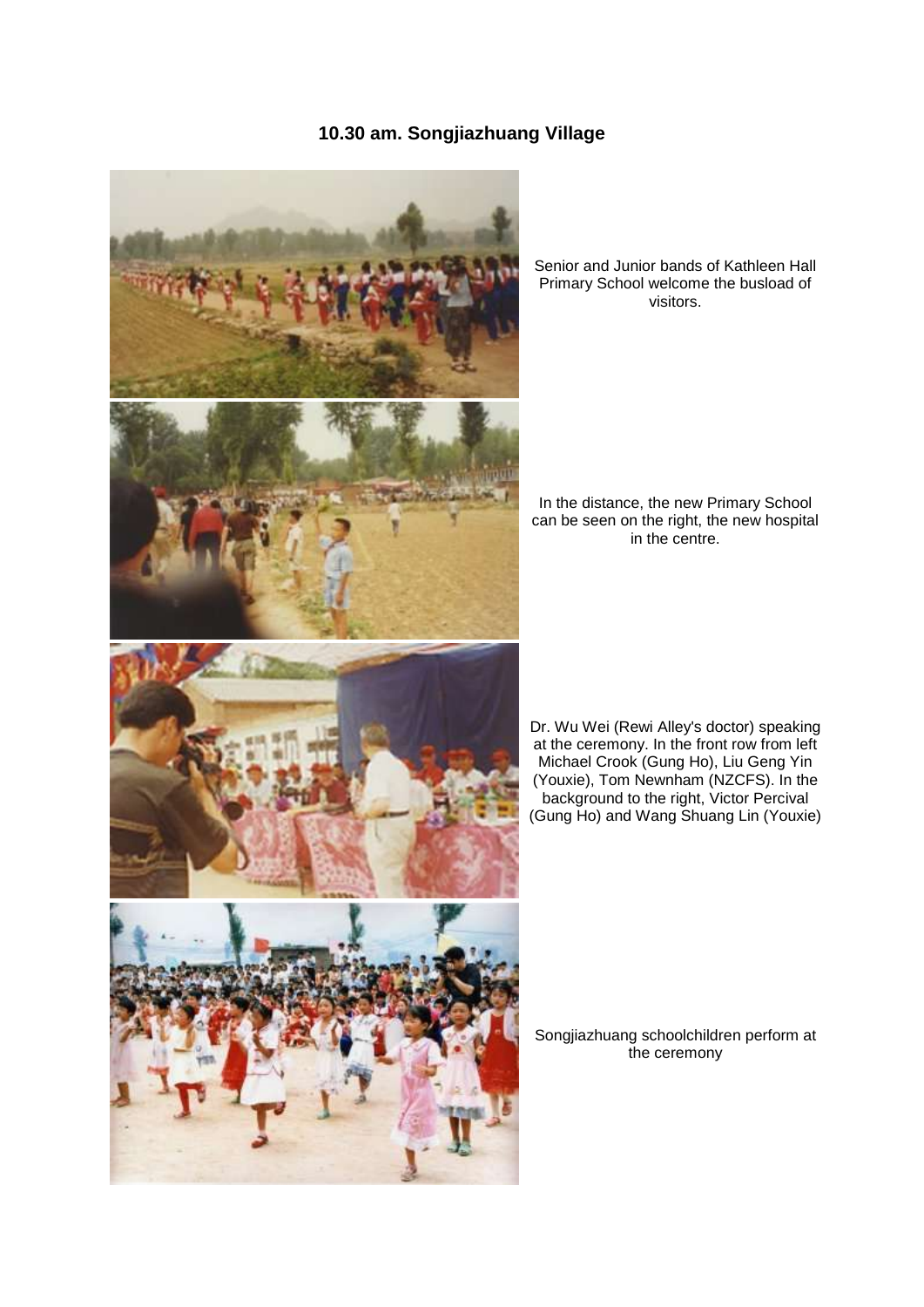## 10.30 am. Songjiazhuang Village

Senior and Junior bands of Kathleen Hall Primary School welcome the busload of visitors.

In the distance, the new Primary School can be seen on the right, the new hospital in the centre.

Dr. Wu Wei (Rewi Alley's doctor) speaking at the ceremony. In the front row from left Michael Crook (Gung Ho), Liu Geng Yin (Youxie), Tom Newnham (NZCFS). In the background to the right, Victor Percival (Gung Ho) and Wang Shuang Lin (Youxie)

Songjiazhuang schoolchildren perform at the ceremony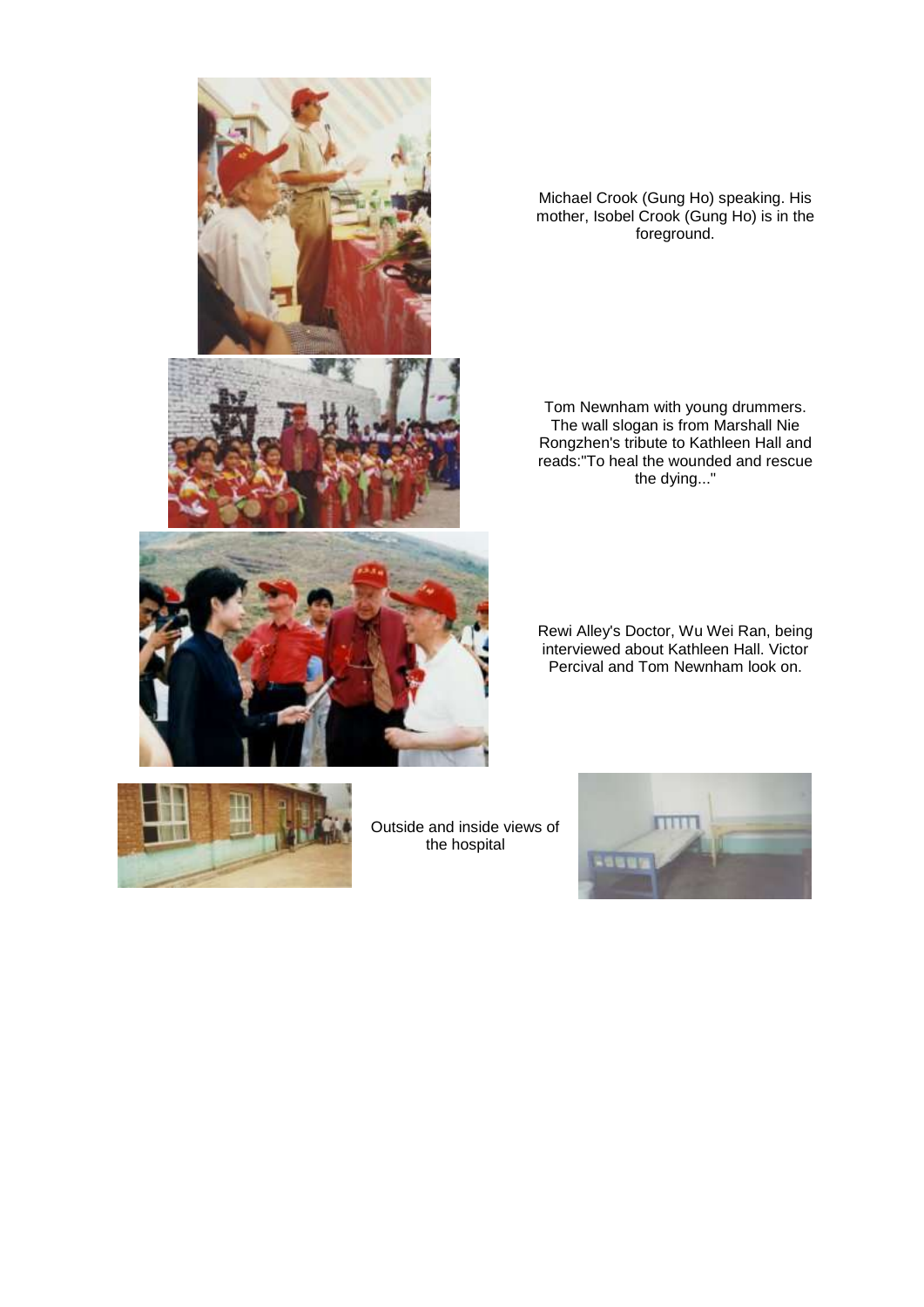Michael Crook (Gung Ho) speaking. His mother, Isobel Crook (Gung Ho) is in the foreground.

Tom Newnham with young drummers. The wall slogan is from Marshall Nie Rongzhen's tribute to Kathleen Hall and reads:"To heal the wounded and rescue the dying..."

Rewi Alley's Doctor, Wu Wei Ran, being interviewed about Kathleen Hall. Victor Percival and Tom Newnham look on.

Outside and inside views of the hospital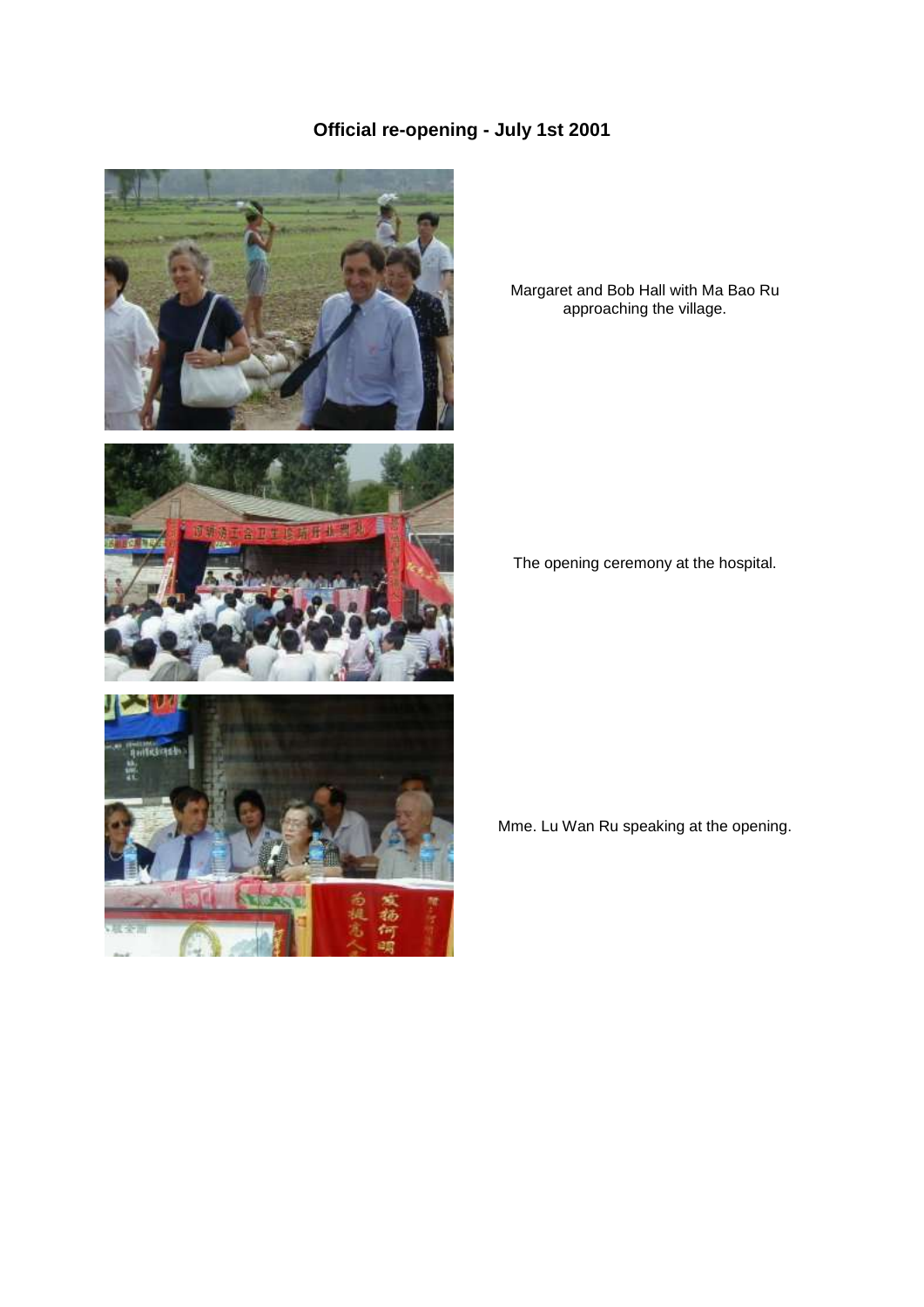# Official re-opening - July 1st 2001

Margaret and Bob Hall with Ma Bao Ru approaching the village.

The opening ceremony at the hospital.

Mme. Lu Wan Ru speaking at the opening.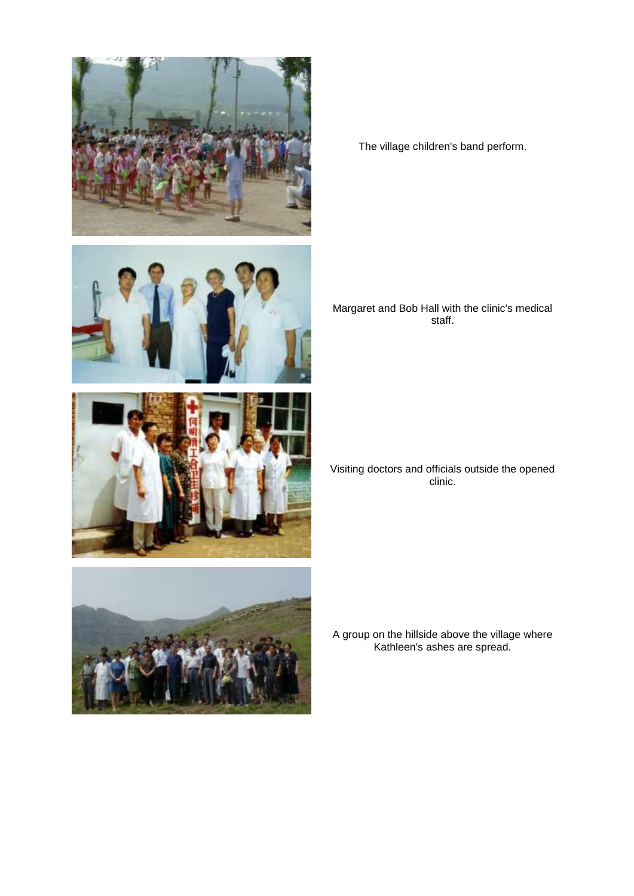The village children's band perform.

Margaret and Bob Hall with the clinic's medical staff.

Visiting doctors and officials outside the opened clinic.

A group on the hillside above the village where Kathleen's ashes are spread.